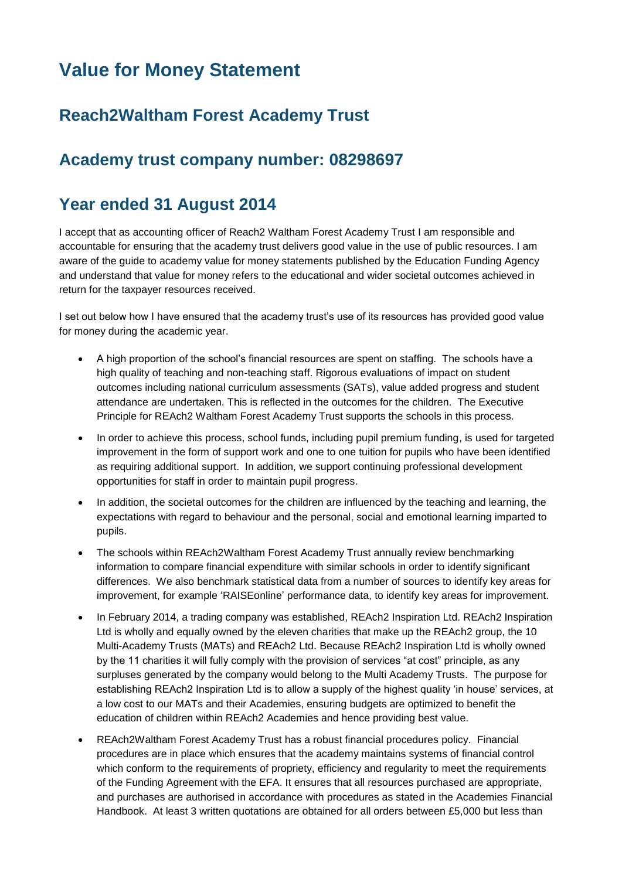# Value for Money Statement

## Reach2Waltham Forest Academy Trust

## Academy trust company number: 08298697

## Year ended 31 August 2014

I accept that as accounting officer of Reach2 Waltham Forest Academy Trust I am responsible and accountable for ensuring that the academy trust delivers good value in the use of public resources. I am aware of the guide to academy value for money statements published by the Education Funding Agency and understand that value for money refers to the educational and wider societal outcomes achieved in return for the taxpayer resources received.

I set out below how I have ensured that the academy trust's use of its resources has provided good value for money during the academic year.

- A high proportion of the school's financial resources are spent on staffing. The schools have a high quality of teaching and non-teaching staff. Rigorous evaluations of impact on student outcomes including national curriculum assessments (SATs), value added progress and student attendance are undertaken. This is reflected in the outcomes for the children. The Executive Principle for REAch2 Waltham Forest Academy Trust supports the schools in this process.
- In order to achieve this process, school funds, including pupil premium funding, is used for targeted improvement in the form of support work and one to one tuition for pupils who have been identified as requiring additional support. In addition, we support continuing professional development opportunities for staff in order to maintain pupil progress.
- In addition, the societal outcomes for the children are influenced by the teaching and learning, the expectations with regard to behaviour and the personal, social and emotional learning imparted to pupils.
- The schools within REAch2Waltham Forest Academy Trust annually review benchmarking information to compare financial expenditure with similar schools in order to identify significant differences. We also benchmark statistical data from a number of sources to identify key areas for improvement, for example 'RAISEonline' performance data, to identify key areas for improvement.
- In February 2014, a trading company was established, REAch2 Inspiration Ltd. REAch2 Inspiration Ltd is wholly and equally owned by the eleven charities that make up the REAch2 group, the 10 Multi-Academy Trusts (MATs) and REAch2 Ltd. Because REAch2 Inspiration Ltd is wholly owned by the 11 charities it will fully comply with the provision of services "at cost" principle, as any surpluses generated by the company would belong to the Multi Academy Trusts. The purpose for establishing REAch2 Inspiration Ltd is to allow a supply of the highest quality 'in house' services, at a low cost to our MATs and their Academies, ensuring budgets are optimized to benefit the education of children within REAch2 Academies and hence providing best value.
- REAch2Waltham Forest Academy Trust has a robust financial procedures policy. Financial procedures are in place which ensures that the academy maintains systems of financial control which conform to the requirements of propriety, efficiency and regularity to meet the requirements of the Funding Agreement with the EFA. It ensures that all resources purchased are appropriate, and purchases are authorised in accordance with procedures as stated in the Academies Financial Handbook. At least 3 written quotations are obtained for all orders between £5,000 but less than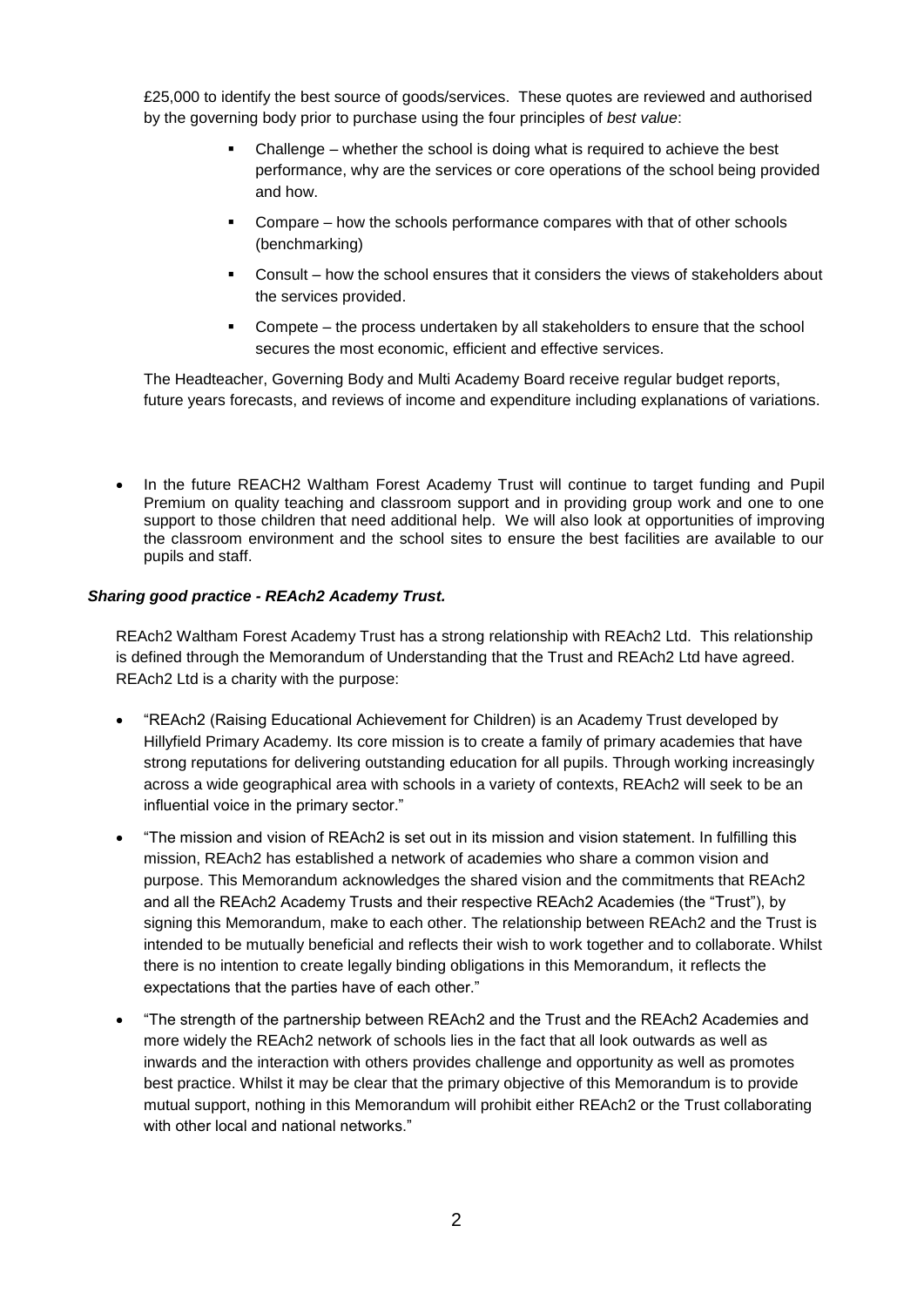£25,000 to identify the best source of goods/services. These quotes are reviewed and authorised by the governing body prior to purchase using the four principles of *best value*:

- Challenge – whether the school is doing what is required to achieve the best performance, why are the services or core operations of the school being provided and how.
- Compare – how the schools performance compares with that of other schools (benchmarking)
- Consult – how the school ensures that it considers the views of stakeholders about the services provided.
- Compete – the process undertaken by all stakeholders to ensure that the school secures the most economic, efficient and effective services.

The Headteacher, Governing Body and Multi Academy Board receive regular budget reports, future years forecasts, and reviews of income and expenditure including explanations of variations.

- In the future REACH2 Waltham Forest Academy Trust will continue to target funding and Pupil Premium on quality teaching and classroom support and in providing group work and one to one support to those children that need additional help. We will also look at opportunities of improving the classroom environment and the school sites to ensure the best facilities are available to our pupils and staff.

***Sharing good practice - REAch2 Academy Trust.***

REAch2 Waltham Forest Academy Trust has a strong relationship with REAch2 Ltd. This relationship is defined through the Memorandum of Understanding that the Trust and REAch2 Ltd have agreed. REAch2 Ltd is a charity with the purpose:

- "REAch2 (Raising Educational Achievement for Children) is an Academy Trust developed by Hillyfield Primary Academy. Its core mission is to create a family of primary academies that have strong reputations for delivering outstanding education for all pupils. Through working increasingly across a wide geographical area with schools in a variety of contexts, REAch2 will seek to be an influential voice in the primary sector."
- "The mission and vision of REAch2 is set out in its mission and vision statement. In fulfilling this mission, REAch2 has established a network of academies who share a common vision and purpose. This Memorandum acknowledges the shared vision and the commitments that REAch2 and all the REAch2 Academy Trusts and their respective REAch2 Academies (the "Trust"), by signing this Memorandum, make to each other. The relationship between REAch2 and the Trust is intended to be mutually beneficial and reflects their wish to work together and to collaborate. Whilst there is no intention to create legally binding obligations in this Memorandum, it reflects the expectations that the parties have of each other."
- "The strength of the partnership between REAch2 and the Trust and the REAch2 Academies and more widely the REAch2 network of schools lies in the fact that all look outwards as well as inwards and the interaction with others provides challenge and opportunity as well as promotes best practice. Whilst it may be clear that the primary objective of this Memorandum is to provide mutual support, nothing in this Memorandum will prohibit either REAch2 or the Trust collaborating with other local and national networks."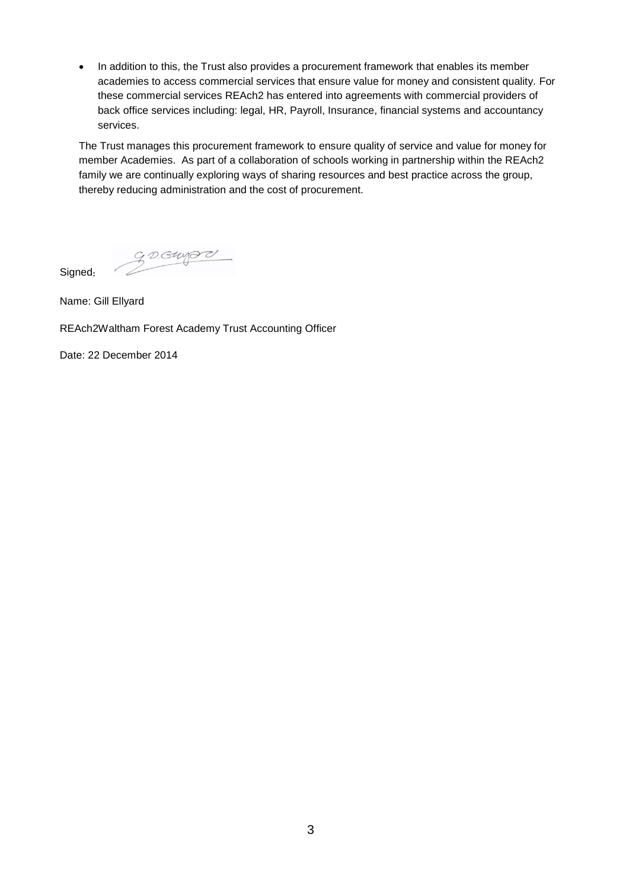- In addition to this, the Trust also provides a procurement framework that enables its member academies to access commercial services that ensure value for money and consistent quality. For these commercial services REAch2 has entered into agreements with commercial providers of back office services including: legal, HR, Payroll, Insurance, financial systems and accountancy services.

The Trust manages this procurement framework to ensure quality of service and value for money for member Academies. As part of a collaboration of schools working in partnership within the REAch2 family we are continually exploring ways of sharing resources and best practice across the group, thereby reducing administration and the cost of procurement.

Signed:

Name: Gill Ellyard

REAch2Waltham Forest Academy Trust Accounting Officer

Date: 22 December 2014